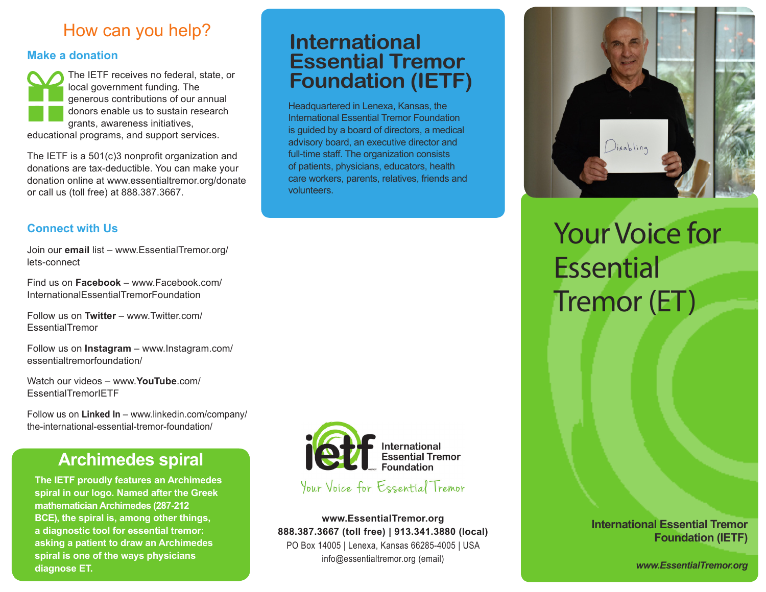## How can you help?

### Make a donation

The IETF receives no federal, state, or local government funding. The generous contributions of our annual donors enable us to sustain research grants, awareness initiatives, educational programs, and support services.

The IETF is a 501(c)3 nonprofit organization and donations are tax-deductible. You can make your donation online at www.essentialtremor.org/donate or call us (toll free) at 888.387.3667.

### Connect with Us

Join our **email** list – www.EssentialTremor.org/lets-connect

Find us on **Facebook** – www.Facebook.com/InternationalEssentialTremorFoundation

Follow us on **Twitter** – www.Twitter.com/EssentialTremor

Follow us on **Instagram** – www.Instagram.com/essentialtremorfoundation/

Watch our videos – www.**YouTube**.com/EssentialTremorIETF

Follow us on **Linked In** – www.linkedin.com/company/the-international-essential-tremor-foundation/

## Archimedes spiral

**The IETF proudly features an Archimedes spiral in our logo. Named after the Greek mathematician Archimedes (287-212 BCE), the spiral is, among other things, a diagnostic tool for essential tremor: asking a patient to draw an Archimedes spiral is one of the ways physicians diagnose ET.**

# International Essential Tremor Foundation (IETF)

Headquartered in Lenexa, Kansas, the International Essential Tremor Foundation is guided by a board of directors, a medical advisory board, an executive director and full-time staff. The organization consists of patients, physicians, educators, health care workers, parents, relatives, friends and volunteers.

ietf International Essential Tremor Foundation

Your Voice for Essential Tremor

**www.EssentialTremor.org**
**888.387.3667 (toll free) | 913.341.3880 (local)**
PO Box 14005 | Lenexa, Kansas 66285-4005 | USA
info@essentialtremor.org (email)

Disabling

# Your Voice for Essential Tremor (ET)

**International Essential Tremor Foundation (IETF)**

***www.EssentialTremor.org***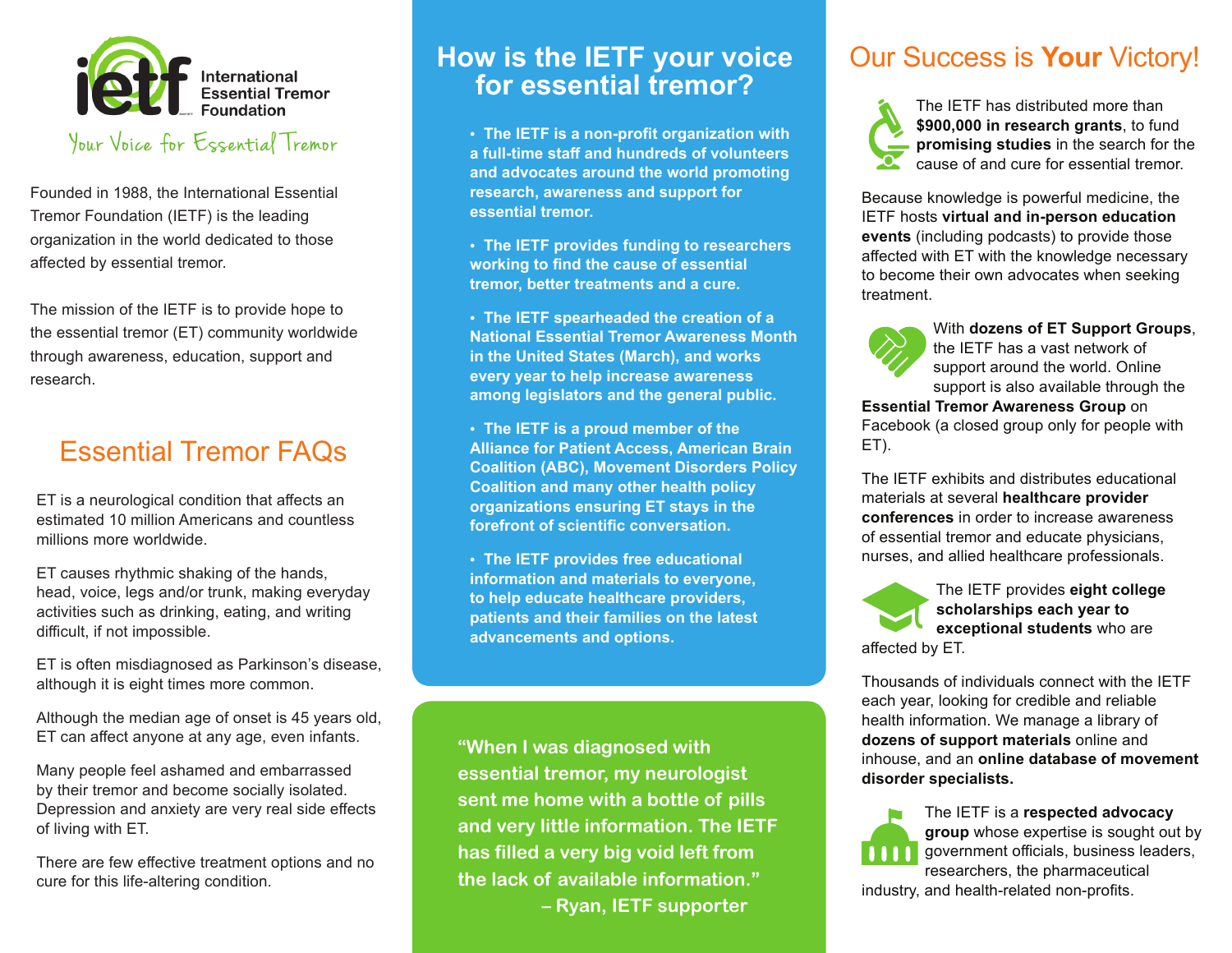International Essential Tremor Foundation

Your Voice for Essential Tremor

Founded in 1988, the International Essential Tremor Foundation (IETF) is the leading organization in the world dedicated to those affected by essential tremor.

The mission of the IETF is to provide hope to the essential tremor (ET) community worldwide through awareness, education, support and research.

## Essential Tremor FAQs

ET is a neurological condition that affects an estimated 10 million Americans and countless millions more worldwide.

ET causes rhythmic shaking of the hands, head, voice, legs and/or trunk, making everyday activities such as drinking, eating, and writing difficult, if not impossible.

ET is often misdiagnosed as Parkinson's disease, although it is eight times more common.

Although the median age of onset is 45 years old, ET can affect anyone at any age, even infants.

Many people feel ashamed and embarrassed by their tremor and become socially isolated. Depression and anxiety are very real side effects of living with ET.

There are few effective treatment options and no cure for this life-altering condition.

## How is the IETF your voice for essential tremor?

- **The IETF is a non-profit organization with a full-time staff and hundreds of volunteers and advocates around the world promoting research, awareness and support for essential tremor.**
- **The IETF provides funding to researchers working to find the cause of essential tremor, better treatments and a cure.**
- **The IETF spearheaded the creation of a National Essential Tremor Awareness Month in the United States (March), and works every year to help increase awareness among legislators and the general public.**
- **The IETF is a proud member of the Alliance for Patient Access, American Brain Coalition (ABC), Movement Disorders Policy Coalition and many other health policy organizations ensuring ET stays in the forefront of scientific conversation.**
- **The IETF provides free educational information and materials to everyone, to help educate healthcare providers, patients and their families on the latest advancements and options.**

**"When I was diagnosed with essential tremor, my neurologist sent me home with a bottle of pills and very little information. The IETF has filled a very big void left from the lack of available information."**
**– Ryan, IETF supporter**

## Our Success is **Your** Victory!

The IETF has distributed more than **$900,000 in research grants**, to fund **promising studies** in the search for the cause of and cure for essential tremor.

Because knowledge is powerful medicine, the IETF hosts **virtual and in-person education events** (including podcasts) to provide those affected with ET with the knowledge necessary to become their own advocates when seeking treatment.

With **dozens of ET Support Groups**, the IETF has a vast network of support around the world. Online support is also available through the **Essential Tremor Awareness Group** on Facebook (a closed group only for people with ET).

The IETF exhibits and distributes educational materials at several **healthcare provider conferences** in order to increase awareness of essential tremor and educate physicians, nurses, and allied healthcare professionals.

The IETF provides **eight college scholarships each year to exceptional students** who are affected by ET.

Thousands of individuals connect with the IETF each year, looking for credible and reliable health information. We manage a library of **dozens of support materials** online and inhouse, and an **online database of movement disorder specialists.**

The IETF is a **respected advocacy group** whose expertise is sought out by government officials, business leaders, researchers, the pharmaceutical industry, and health-related non-profits.